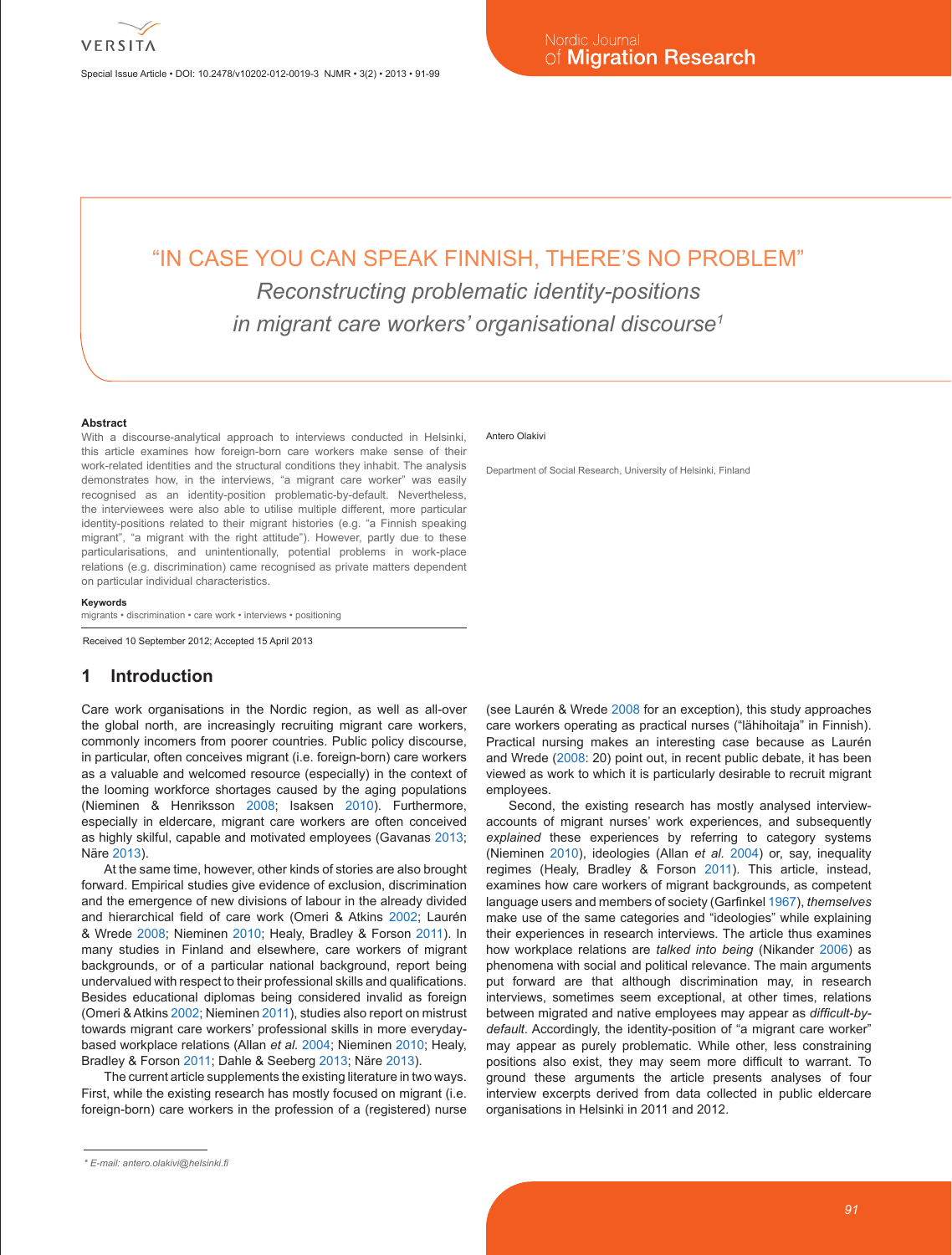# "IN CASE YOU CAN SPEAK FINNISH, THERE'S NO PROBLEM"

## *Reconstructing problematic identity-positions in migrant care workers' organisational discourse*[1]

Antero Olakivi

Department of Social Research, University of Helsinki, Finland

**Abstract**

With a discourse-analytical approach to interviews conducted in Helsinki, this article examines how foreign-born care workers make sense of their work-related identities and the structural conditions they inhabit. The analysis demonstrates how, in the interviews, "a migrant care worker" was easily recognised as an identity-position problematic-by-default. Nevertheless, the interviewees were also able to utilise multiple different, more particular identity-positions related to their migrant histories (e.g. "a Finnish speaking migrant", "a migrant with the right attitude"). However, partly due to these particularisations, and unintentionally, potential problems in work-place relations (e.g. discrimination) came recognised as private matters dependent on particular individual characteristics.

**Keywords**

migrants • discrimination • care work • interviews • positioning

Received 10 September 2012; Accepted 15 April 2013

## 1 Introduction

Care work organisations in the Nordic region, as well as all-over the global north, are increasingly recruiting migrant care workers, commonly incomers from poorer countries. Public policy discourse, in particular, often conceives migrant (i.e. foreign-born) care workers as a valuable and welcomed resource (especially) in the context of the looming workforce shortages caused by the aging populations (Nieminen & Henriksson 2008; Isaksen 2010). Furthermore, especially in eldercare, migrant care workers are often conceived as highly skilful, capable and motivated employees (Gavanas 2013; Näre 2013).

At the same time, however, other kinds of stories are also brought forward. Empirical studies give evidence of exclusion, discrimination and the emergence of new divisions of labour in the already divided and hierarchical field of care work (Omeri & Atkins 2002; Laurén & Wrede 2008; Nieminen 2010; Healy, Bradley & Forson 2011). In many studies in Finland and elsewhere, care workers of migrant backgrounds, or of a particular national background, report being undervalued with respect to their professional skills and qualifications. Besides educational diplomas being considered invalid as foreign (Omeri & Atkins 2002; Nieminen 2011), studies also report on mistrust towards migrant care workers' professional skills in more everyday-based workplace relations (Allan *et al.* 2004; Nieminen 2010; Healy, Bradley & Forson 2011; Dahle & Seeberg 2013; Näre 2013).

The current article supplements the existing literature in two ways. First, while the existing research has mostly focused on migrant (i.e. foreign-born) care workers in the profession of a (registered) nurse (see Laurén & Wrede 2008 for an exception), this study approaches care workers operating as practical nurses ("lähihoitaja" in Finnish). Practical nursing makes an interesting case because as Laurén and Wrede (2008: 20) point out, in recent public debate, it has been viewed as work to which it is particularly desirable to recruit migrant employees.

Second, the existing research has mostly analysed interview-accounts of migrant nurses' work experiences, and subsequently *explained* these experiences by referring to category systems (Nieminen 2010), ideologies (Allan *et al.* 2004) or, say, inequality regimes (Healy, Bradley & Forson 2011). This article, instead, examines how care workers of migrant backgrounds, as competent language users and members of society (Garfinkel 1967), *themselves* make use of the same categories and "ideologies" while explaining their experiences in research interviews. The article thus examines how workplace relations are *talked into being* (Nikander 2006) as phenomena with social and political relevance. The main arguments put forward are that although discrimination may, in research interviews, sometimes seem exceptional, at other times, relations between migrated and native employees may appear as *difficult-by-default*. Accordingly, the identity-position of "a migrant care worker" may appear as purely problematic. While other, less constraining positions also exist, they may seem more difficult to warrant. To ground these arguments the article presents analyses of four interview excerpts derived from data collected in public eldercare organisations in Helsinki in 2011 and 2012.

\* E-mail: antero.olakivi@helsinki.fi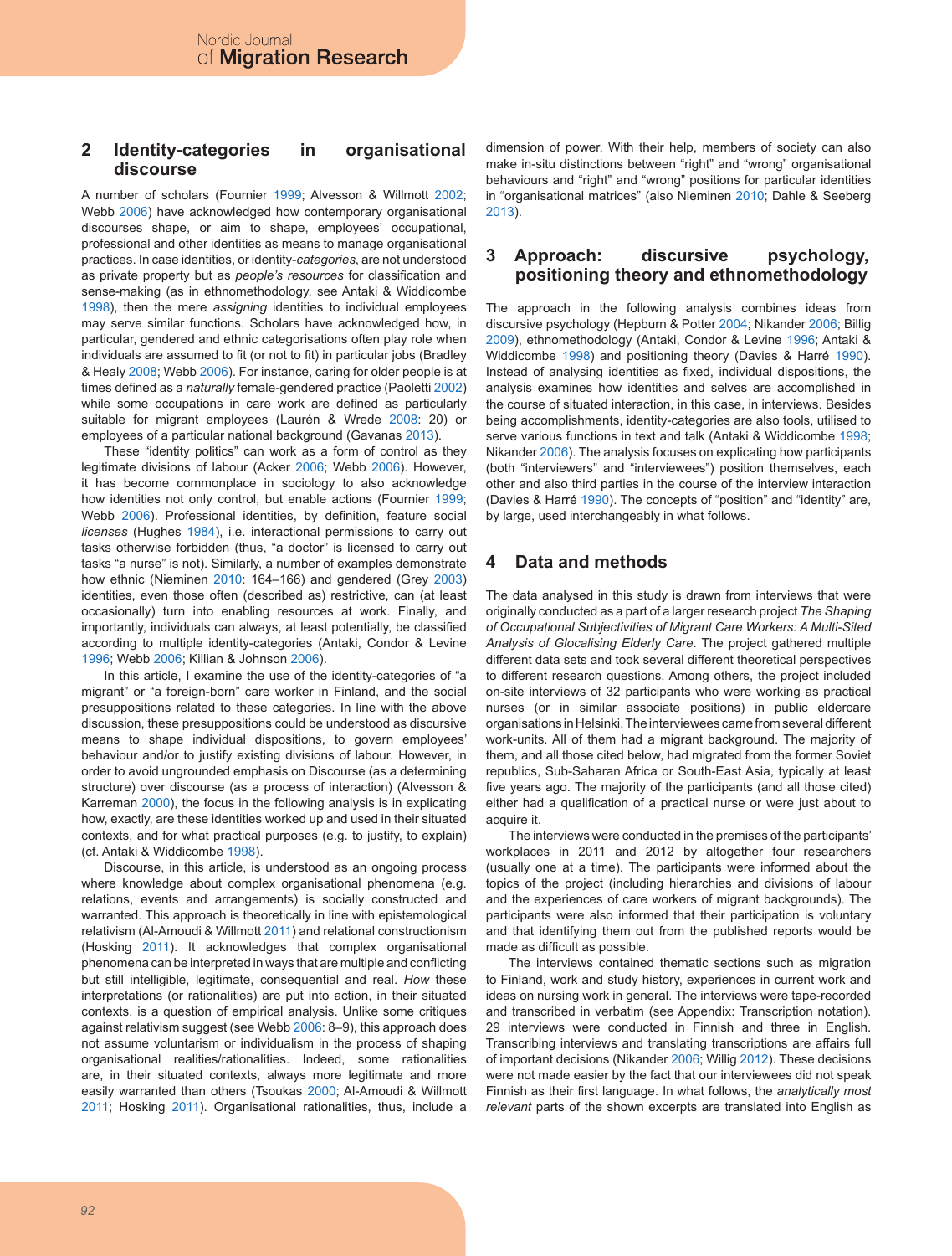## 2 Identity-categories in organisational discourse

A number of scholars (Fournier 1999; Alvesson & Willmott 2002; Webb 2006) have acknowledged how contemporary organisational discourses shape, or aim to shape, employees' occupational, professional and other identities as means to manage organisational practices. In case identities, or identity-*categories*, are not understood as private property but as *people's resources* for classification and sense-making (as in ethnomethodology, see Antaki & Widdicombe 1998), then the mere *assigning* identities to individual employees may serve similar functions. Scholars have acknowledged how, in particular, gendered and ethnic categorisations often play role when individuals are assumed to fit (or not to fit) in particular jobs (Bradley & Healy 2008; Webb 2006). For instance, caring for older people is at times defined as a *naturally* female-gendered practice (Paoletti 2002) while some occupations in care work are defined as particularly suitable for migrant employees (Laurén & Wrede 2008: 20) or employees of a particular national background (Gavanas 2013).

These "identity politics" can work as a form of control as they legitimate divisions of labour (Acker 2006; Webb 2006). However, it has become commonplace in sociology to also acknowledge how identities not only control, but enable actions (Fournier 1999; Webb 2006). Professional identities, by definition, feature social *licenses* (Hughes 1984), i.e. interactional permissions to carry out tasks otherwise forbidden (thus, "a doctor" is licensed to carry out tasks "a nurse" is not). Similarly, a number of examples demonstrate how ethnic (Nieminen 2010: 164–166) and gendered (Grey 2003) identities, even those often (described as) restrictive, can (at least occasionally) turn into enabling resources at work. Finally, and importantly, individuals can always, at least potentially, be classified according to multiple identity-categories (Antaki, Condor & Levine 1996; Webb 2006; Killian & Johnson 2006).

In this article, I examine the use of the identity-categories of "a migrant" or "a foreign-born" care worker in Finland, and the social presuppositions related to these categories. In line with the above discussion, these presuppositions could be understood as discursive means to shape individual dispositions, to govern employees' behaviour and/or to justify existing divisions of labour. However, in order to avoid ungrounded emphasis on Discourse (as a determining structure) over discourse (as a process of interaction) (Alvesson & Karreman 2000), the focus in the following analysis is in explicating how, exactly, are these identities worked up and used in their situated contexts, and for what practical purposes (e.g. to justify, to explain) (cf. Antaki & Widdicombe 1998).

Discourse, in this article, is understood as an ongoing process where knowledge about complex organisational phenomena (e.g. relations, events and arrangements) is socially constructed and warranted. This approach is theoretically in line with epistemological relativism (Al-Amoudi & Willmott 2011) and relational constructionism (Hosking 2011). It acknowledges that complex organisational phenomena can be interpreted in ways that are multiple and conflicting but still intelligible, legitimate, consequential and real. *How* these interpretations (or rationalities) are put into action, in their situated contexts, is a question of empirical analysis. Unlike some critiques against relativism suggest (see Webb 2006: 8–9), this approach does not assume voluntarism or individualism in the process of shaping organisational realities/rationalities. Indeed, some rationalities are, in their situated contexts, always more legitimate and more easily warranted than others (Tsoukas 2000; Al-Amoudi & Willmott 2011; Hosking 2011). Organisational rationalities, thus, include a dimension of power. With their help, members of society can also make in-situ distinctions between "right" and "wrong" organisational behaviours and "right" and "wrong" positions for particular identities in "organisational matrices" (also Nieminen 2010; Dahle & Seeberg 2013).

## 3 Approach: discursive psychology, positioning theory and ethnomethodology

The approach in the following analysis combines ideas from discursive psychology (Hepburn & Potter 2004; Nikander 2006; Billig 2009), ethnomethodology (Antaki, Condor & Levine 1996; Antaki & Widdicombe 1998) and positioning theory (Davies & Harré 1990). Instead of analysing identities as fixed, individual dispositions, the analysis examines how identities and selves are accomplished in the course of situated interaction, in this case, in interviews. Besides being accomplishments, identity-categories are also tools, utilised to serve various functions in text and talk (Antaki & Widdicombe 1998; Nikander 2006). The analysis focuses on explicating how participants (both "interviewers" and "interviewees") position themselves, each other and also third parties in the course of the interview interaction (Davies & Harré 1990). The concepts of "position" and "identity" are, by large, used interchangeably in what follows.

## 4 Data and methods

The data analysed in this study is drawn from interviews that were originally conducted as a part of a larger research project *The Shaping of Occupational Subjectivities of Migrant Care Workers: A Multi-Sited Analysis of Glocalising Elderly Care*. The project gathered multiple different data sets and took several different theoretical perspectives to different research questions. Among others, the project included on-site interviews of 32 participants who were working as practical nurses (or in similar associate positions) in public eldercare organisations in Helsinki. The interviewees came from several different work-units. All of them had a migrant background. The majority of them, and all those cited below, had migrated from the former Soviet republics, Sub-Saharan Africa or South-East Asia, typically at least five years ago. The majority of the participants (and all those cited) either had a qualification of a practical nurse or were just about to acquire it.

The interviews were conducted in the premises of the participants' workplaces in 2011 and 2012 by altogether four researchers (usually one at a time). The participants were informed about the topics of the project (including hierarchies and divisions of labour and the experiences of care workers of migrant backgrounds). The participants were also informed that their participation is voluntary and that identifying them out from the published reports would be made as difficult as possible.

The interviews contained thematic sections such as migration to Finland, work and study history, experiences in current work and ideas on nursing work in general. The interviews were tape-recorded and transcribed in verbatim (see Appendix: Transcription notation). 29 interviews were conducted in Finnish and three in English. Transcribing interviews and translating transcriptions are affairs full of important decisions (Nikander 2006; Willig 2012). These decisions were not made easier by the fact that our interviewees did not speak Finnish as their first language. In what follows, the *analytically most relevant* parts of the shown excerpts are translated into English as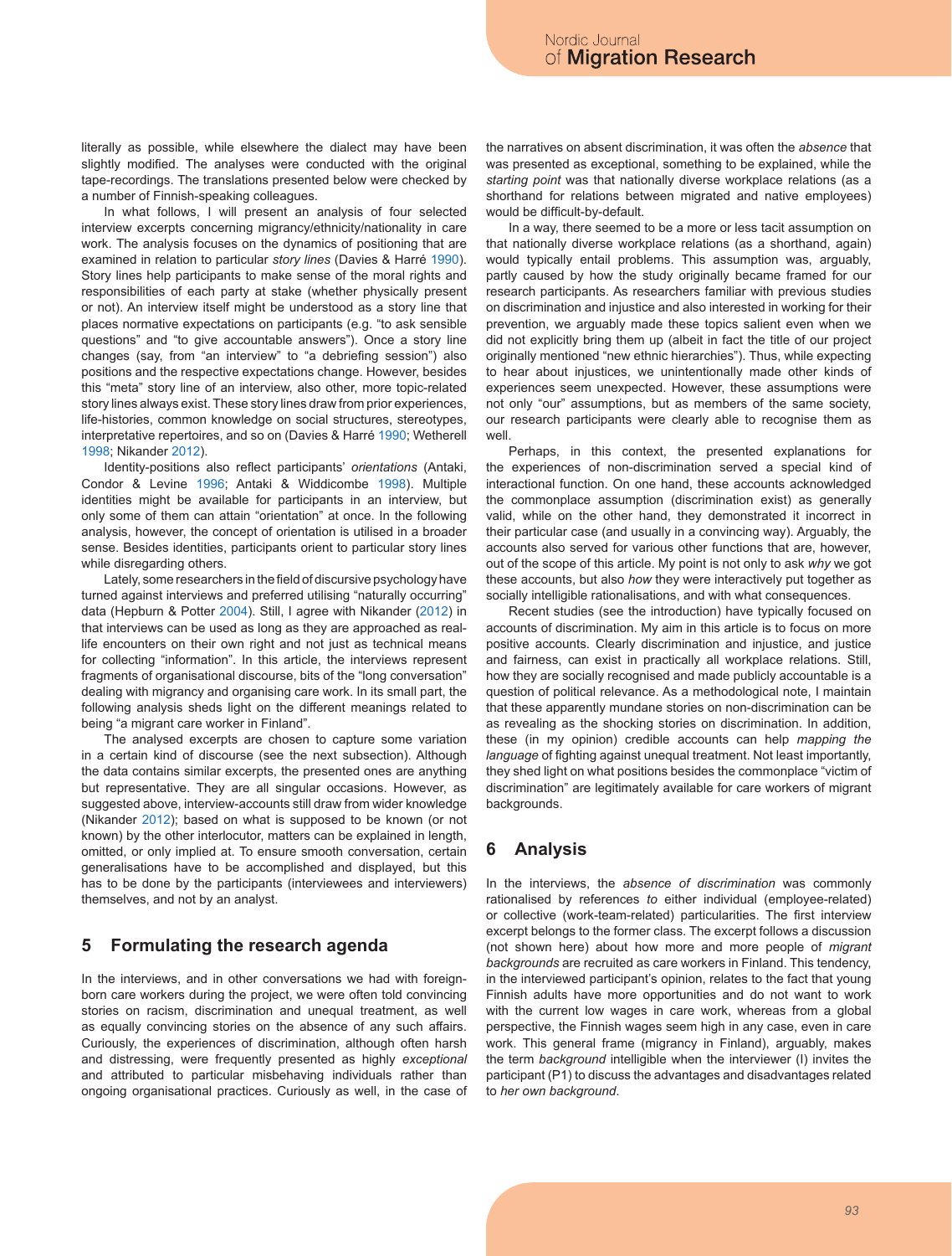literally as possible, while elsewhere the dialect may have been slightly modified. The analyses were conducted with the original tape-recordings. The translations presented below were checked by a number of Finnish-speaking colleagues.

In what follows, I will present an analysis of four selected interview excerpts concerning migrancy/ethnicity/nationality in care work. The analysis focuses on the dynamics of positioning that are examined in relation to particular *story lines* (Davies & Harré 1990). Story lines help participants to make sense of the moral rights and responsibilities of each party at stake (whether physically present or not). An interview itself might be understood as a story line that places normative expectations on participants (e.g. "to ask sensible questions" and "to give accountable answers"). Once a story line changes (say, from "an interview" to "a debriefing session") also positions and the respective expectations change. However, besides this "meta" story line of an interview, also other, more topic-related story lines always exist. These story lines draw from prior experiences, life-histories, common knowledge on social structures, stereotypes, interpretative repertoires, and so on (Davies & Harré 1990; Wetherell 1998; Nikander 2012).

Identity-positions also reflect participants' *orientations* (Antaki, Condor & Levine 1996; Antaki & Widdicombe 1998). Multiple identities might be available for participants in an interview, but only some of them can attain "orientation" at once. In the following analysis, however, the concept of orientation is utilised in a broader sense. Besides identities, participants orient to particular story lines while disregarding others.

Lately, some researchers in the field of discursive psychology have turned against interviews and preferred utilising "naturally occurring" data (Hepburn & Potter 2004). Still, I agree with Nikander (2012) in that interviews can be used as long as they are approached as real-life encounters on their own right and not just as technical means for collecting "information". In this article, the interviews represent fragments of organisational discourse, bits of the "long conversation" dealing with migrancy and organising care work. In its small part, the following analysis sheds light on the different meanings related to being "a migrant care worker in Finland".

The analysed excerpts are chosen to capture some variation in a certain kind of discourse (see the next subsection). Although the data contains similar excerpts, the presented ones are anything but representative. They are all singular occasions. However, as suggested above, interview-accounts still draw from wider knowledge (Nikander 2012); based on what is supposed to be known (or not known) by the other interlocutor, matters can be explained in length, omitted, or only implied at. To ensure smooth conversation, certain generalisations have to be accomplished and displayed, but this has to be done by the participants (interviewees and interviewers) themselves, and not by an analyst.

## 5 Formulating the research agenda

In the interviews, and in other conversations we had with foreign-born care workers during the project, we were often told convincing stories on racism, discrimination and unequal treatment, as well as equally convincing stories on the absence of any such affairs. Curiously, the experiences of discrimination, although often harsh and distressing, were frequently presented as highly *exceptional* and attributed to particular misbehaving individuals rather than ongoing organisational practices. Curiously as well, in the case of the narratives on absent discrimination, it was often the *absence* that was presented as exceptional, something to be explained, while the *starting point* was that nationally diverse workplace relations (as a shorthand for relations between migrated and native employees) would be difficult-by-default.

In a way, there seemed to be a more or less tacit assumption on that nationally diverse workplace relations (as a shorthand, again) would typically entail problems. This assumption was, arguably, partly caused by how the study originally became framed for our research participants. As researchers familiar with previous studies on discrimination and injustice and also interested in working for their prevention, we arguably made these topics salient even when we did not explicitly bring them up (albeit in fact the title of our project originally mentioned "new ethnic hierarchies"). Thus, while expecting to hear about injustices, we unintentionally made other kinds of experiences seem unexpected. However, these assumptions were not only "our" assumptions, but as members of the same society, our research participants were clearly able to recognise them as well.

Perhaps, in this context, the presented explanations for the experiences of non-discrimination served a special kind of interactional function. On one hand, these accounts acknowledged the commonplace assumption (discrimination exist) as generally valid, while on the other hand, they demonstrated it incorrect in their particular case (and usually in a convincing way). Arguably, the accounts also served for various other functions that are, however, out of the scope of this article. My point is not only to ask *why* we got these accounts, but also *how* they were interactively put together as socially intelligible rationalisations, and with what consequences.

Recent studies (see the introduction) have typically focused on accounts of discrimination. My aim in this article is to focus on more positive accounts. Clearly discrimination and injustice, and justice and fairness, can exist in practically all workplace relations. Still, how they are socially recognised and made publicly accountable is a question of political relevance. As a methodological note, I maintain that these apparently mundane stories on non-discrimination can be as revealing as the shocking stories on discrimination. In addition, these (in my opinion) credible accounts can help *mapping the language* of fighting against unequal treatment. Not least importantly, they shed light on what positions besides the commonplace "victim of discrimination" are legitimately available for care workers of migrant backgrounds.

## 6 Analysis

In the interviews, the *absence of discrimination* was commonly rationalised by references *to* either individual (employee-related) or collective (work-team-related) particularities. The first interview excerpt belongs to the former class. The excerpt follows a discussion (not shown here) about how more and more people of *migrant backgrounds* are recruited as care workers in Finland. This tendency, in the interviewed participant's opinion, relates to the fact that young Finnish adults have more opportunities and do not want to work with the current low wages in care work, whereas from a global perspective, the Finnish wages seem high in any case, even in care work. This general frame (migrancy in Finland), arguably, makes the term *background* intelligible when the interviewer (I) invites the participant (P1) to discuss the advantages and disadvantages related to *her own background*.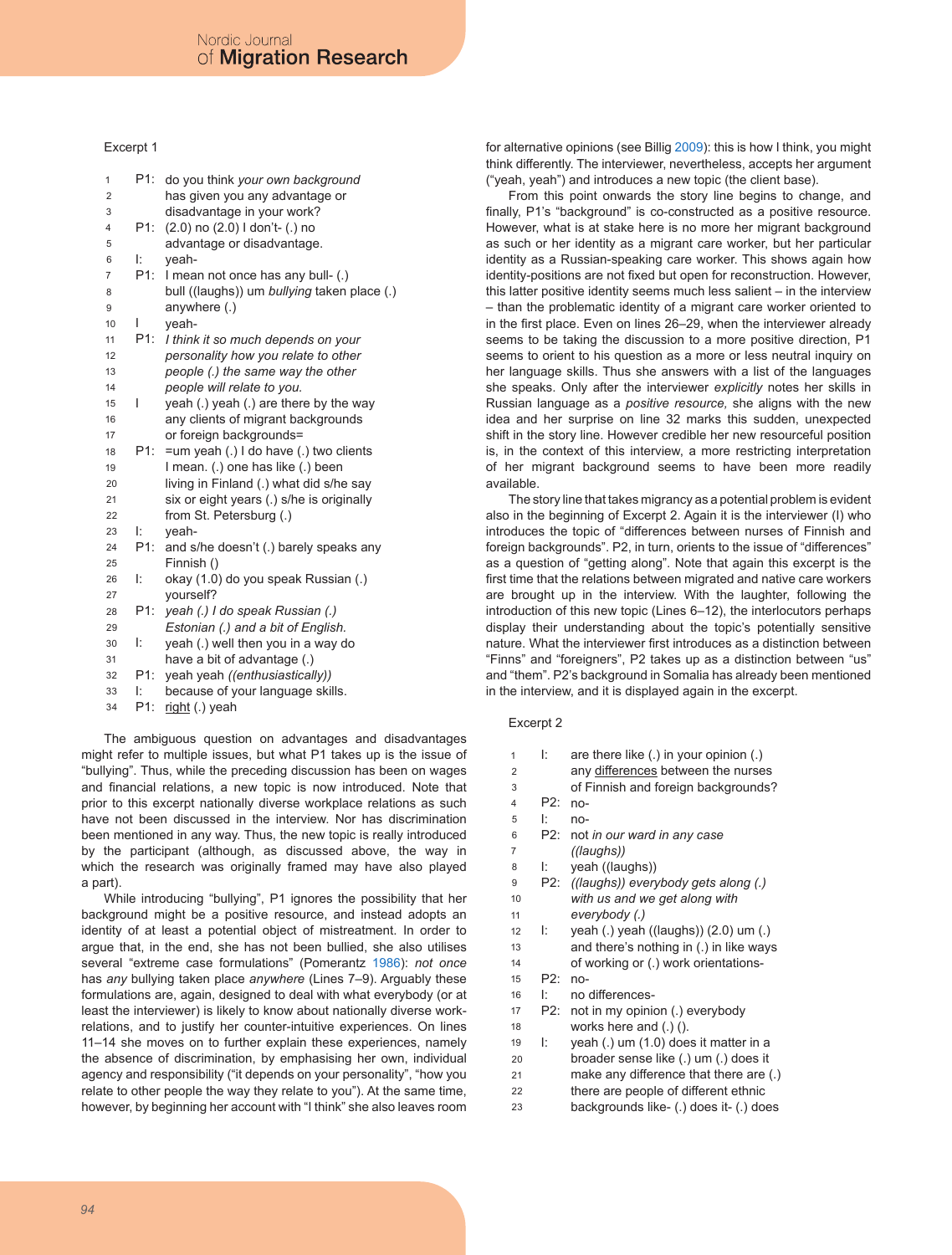Excerpt 1

```
1   P1: do you think your own background
2       has given you any advantage or
3       disadvantage in your work?
4   P1: (2.0) no (2.0) I don't- (.) no
5       advantage or disadvantage.
6   I:  yeah-
7   P1: I mean not once has any bull- (.)
8       bull ((laughs)) um bullying taken place (.)
9       anywhere (.)
10  I   yeah-
11  P1: I think it so much depends on your
12      personality how you relate to other
13      people (.) the same way the other
14      people will relate to you.
15  I   yeah (.) yeah (.) are there by the way
16      any clients of migrant backgrounds
17      or foreign backgrounds=
18  P1: =um yeah (.) I do have (.) two clients
19      I mean. (.) one has like (.) been
20      living in Finland (.) what did s/he say
21      six or eight years (.) s/he is originally
22      from St. Petersburg (.)
23  I:  yeah-
24  P1: and s/he doesn't (.) barely speaks any
25      Finnish ()
26  I:  okay (1.0) do you speak Russian (.)
27      yourself?
28  P1: yeah (.) I do speak Russian (.)
29      Estonian (.) and a bit of English.
30  I:  yeah (.) well then you in a way do
31      have a bit of advantage (.)
32  P1: yeah yeah ((enthusiastically))
33  I:  because of your language skills.
34  P1: right (.) yeah
```

The ambiguous question on advantages and disadvantages might refer to multiple issues, but what P1 takes up is the issue of "bullying". Thus, while the preceding discussion has been on wages and financial relations, a new topic is now introduced. Note that prior to this excerpt nationally diverse workplace relations as such have not been discussed in the interview. Nor has discrimination been mentioned in any way. Thus, the new topic is really introduced by the participant (although, as discussed above, the way in which the research was originally framed may have also played a part).

While introducing "bullying", P1 ignores the possibility that her background might be a positive resource, and instead adopts an identity of at least a potential object of mistreatment. In order to argue that, in the end, she has not been bullied, she also utilises several "extreme case formulations" (Pomerantz 1986): *not once* has *any* bullying taken place *anywhere* (Lines 7–9). Arguably these formulations are, again, designed to deal with what everybody (or at least the interviewer) is likely to know about nationally diverse work-relations, and to justify her counter-intuitive experiences. On lines 11–14 she moves on to further explain these experiences, namely the absence of discrimination, by emphasising her own, individual agency and responsibility ("it depends on your personality", "how you relate to other people the way they relate to you"). At the same time, however, by beginning her account with "I think" she also leaves room for alternative opinions (see Billig 2009): this is how I think, you might think differently. The interviewer, nevertheless, accepts her argument ("yeah, yeah") and introduces a new topic (the client base).

From this point onwards the story line begins to change, and finally, P1's "background" is co-constructed as a positive resource. However, what is at stake here is no more her migrant background as such or her identity as a migrant care worker, but her particular identity as a Russian-speaking care worker. This shows again how identity-positions are not fixed but open for reconstruction. However, this latter positive identity seems much less salient – in the interview – than the problematic identity of a migrant care worker oriented to in the first place. Even on lines 26–29, when the interviewer already seems to be taking the discussion to a more positive direction, P1 seems to orient to his question as a more or less neutral inquiry on her language skills. Thus she answers with a list of the languages she speaks. Only after the interviewer *explicitly* notes her skills in Russian language as a *positive resource,* she aligns with the new idea and her surprise on line 32 marks this sudden, unexpected shift in the story line. However credible her new resourceful position is, in the context of this interview, a more restricting interpretation of her migrant background seems to have been more readily available.

The story line that takes migrancy as a potential problem is evident also in the beginning of Excerpt 2. Again it is the interviewer (I) who introduces the topic of "differences between nurses of Finnish and foreign backgrounds". P2, in turn, orients to the issue of "differences" as a question of "getting along". Note that again this excerpt is the first time that the relations between migrated and native care workers are brought up in the interview. With the laughter, following the introduction of this new topic (Lines 6–12), the interlocutors perhaps display their understanding about the topic's potentially sensitive nature. What the interviewer first introduces as a distinction between "Finns" and "foreigners", P2 takes up as a distinction between "us" and "them". P2's background in Somalia has already been mentioned in the interview, and it is displayed again in the excerpt.

Excerpt 2

```
1   I:  are there like (.) in your opinion (.)
2       any differences between the nurses
3       of Finnish and foreign backgrounds?
4   P2: no-
5   I:  no-
6   P2: not in our ward in any case
7       ((laughs))
8   I:  yeah ((laughs))
9   P2: ((laughs)) everybody gets along (.)
10      with us and we get along with
11      everybody (.)
12  I:  yeah (.) yeah ((laughs)) (2.0) um (.)
13      and there's nothing in (.) in like ways
14      of working or (.) work orientations-
15  P2: no-
16  I:  no differences-
17  P2: not in my opinion (.) everybody
18      works here and (.) ().
19  I:  yeah (.) um (1.0) does it matter in a
20      broader sense like (.) um (.) does it
21      make any difference that there are (.)
22      there are people of different ethnic
23      backgrounds like- (.) does it- (.) does
```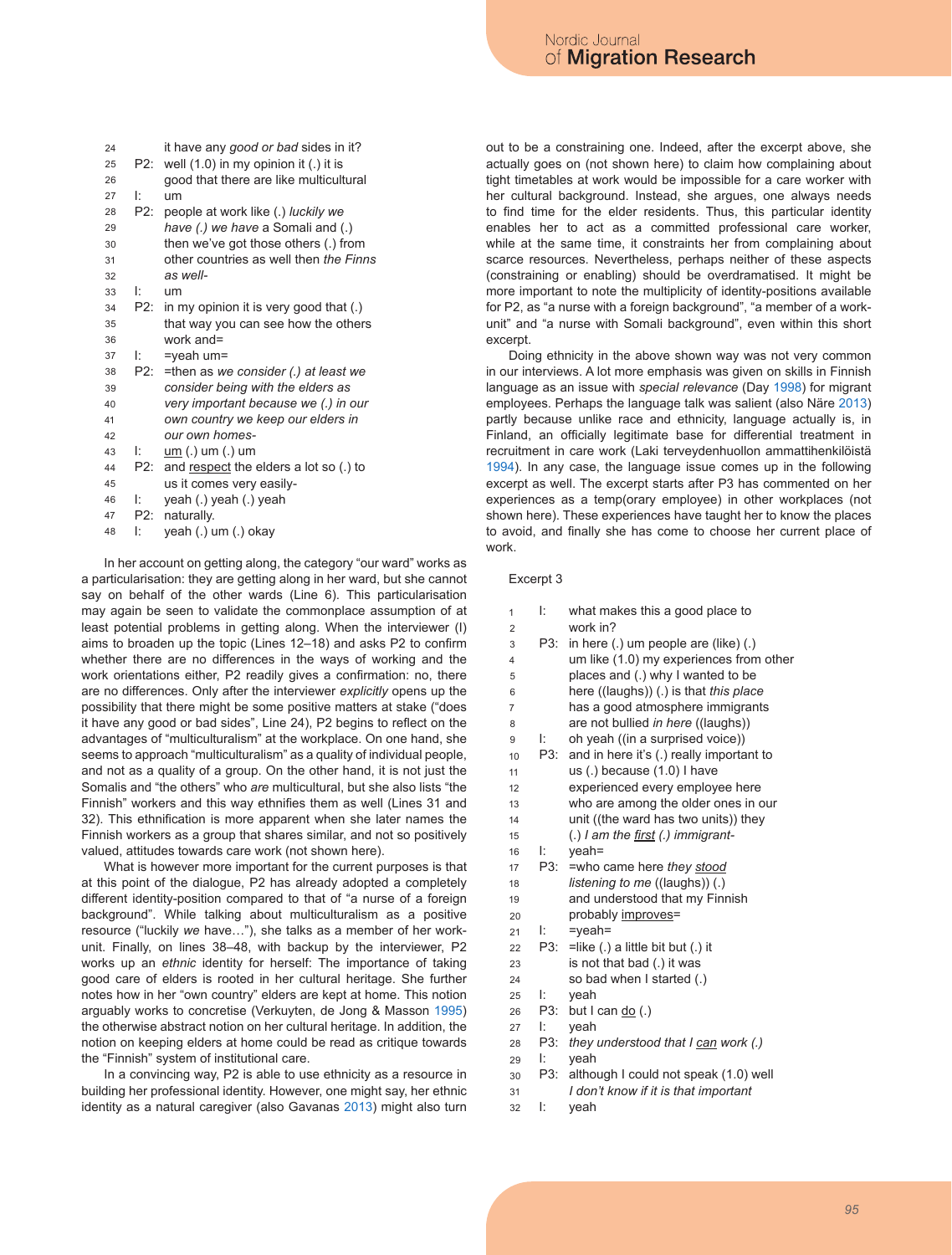| | | |
|---|---|---|
| 24 | | it have any *good or bad* sides in it? |
| 25 | P2: | well (1.0) in my opinion it (.) it is |
| 26 | | good that there are like multicultural |
| 27 | I: | um |
| 28 | P2: | people at work like (.) *luckily we* |
| 29 | | *have (.) we have* a Somali and (.) |
| 30 | | then we've got those others (.) from |
| 31 | | other countries as well then *the Finns* |
| 32 | | *as well-* |
| 33 | I: | um |
| 34 | P2: | in my opinion it is very good that (.) |
| 35 | | that way you can see how the others |
| 36 | | work and= |
| 37 | I: | =yeah um= |
| 38 | P2: | =then as *we consider (.) at least we* |
| 39 | | *consider being with the elders as* |
| 40 | | *very important because we (.) in our* |
| 41 | | *own country we keep our elders in* |
| 42 | | *our own homes-* |
| 43 | I: | um (.) um (.) um |
| 44 | P2: | and respect the elders a lot so (.) to |
| 45 | | us it comes very easily- |
| 46 | I: | yeah (.) yeah (.) yeah |
| 47 | P2: | naturally. |
| 48 | I: | yeah (.) um (.) okay |

In her account on getting along, the category "our ward" works as a particularisation: they are getting along in her ward, but she cannot say on behalf of the other wards (Line 6). This particularisation may again be seen to validate the commonplace assumption of at least potential problems in getting along. When the interviewer (I) aims to broaden up the topic (Lines 12–18) and asks P2 to confirm whether there are no differences in the ways of working and the work orientations either, P2 readily gives a confirmation: no, there are no differences. Only after the interviewer *explicitly* opens up the possibility that there might be some positive matters at stake ("does it have any good or bad sides", Line 24), P2 begins to reflect on the advantages of "multiculturalism" at the workplace. On one hand, she seems to approach "multiculturalism" as a quality of individual people, and not as a quality of a group. On the other hand, it is not just the Somalis and "the others" who *are* multicultural, but she also lists "the Finnish" workers and this way ethnifies them as well (Lines 31 and 32). This ethnification is more apparent when she later names the Finnish workers as a group that shares similar, and not so positively valued, attitudes towards care work (not shown here).

What is however more important for the current purposes is that at this point of the dialogue, P2 has already adopted a completely different identity-position compared to that of "a nurse of a foreign background". While talking about multiculturalism as a positive resource ("luckily *we* have…"), she talks as a member of her work-unit. Finally, on lines 38–48, with backup by the interviewer, P2 works up an *ethnic* identity for herself: The importance of taking good care of elders is rooted in her cultural heritage. She further notes how in her "own country" elders are kept at home. This notion arguably works to concretise (Verkuyten, de Jong & Masson 1995) the otherwise abstract notion on her cultural heritage. In addition, the notion on keeping elders at home could be read as critique towards the "Finnish" system of institutional care.

In a convincing way, P2 is able to use ethnicity as a resource in building her professional identity. However, one might say, her ethnic identity as a natural caregiver (also Gavanas 2013) might also turn out to be a constraining one. Indeed, after the excerpt above, she actually goes on (not shown here) to claim how complaining about tight timetables at work would be impossible for a care worker with her cultural background. Instead, she argues, one always needs to find time for the elder residents. Thus, this particular identity enables her to act as a committed professional care worker, while at the same time, it constraints her from complaining about scarce resources. Nevertheless, perhaps neither of these aspects (constraining or enabling) should be overdramatised. It might be more important to note the multiplicity of identity-positions available for P2, as "a nurse with a foreign background", "a member of a work-unit" and "a nurse with Somali background", even within this short excerpt.

Doing ethnicity in the above shown way was not very common in our interviews. A lot more emphasis was given on skills in Finnish language as an issue with *special relevance* (Day 1998) for migrant employees. Perhaps the language talk was salient (also Näre 2013) partly because unlike race and ethnicity, language actually is, in Finland, an officially legitimate base for differential treatment in recruitment in care work (Laki terveydenhuollon ammattihenkilöistä 1994). In any case, the language issue comes up in the following excerpt as well. The excerpt starts after P3 has commented on her experiences as a temp(orary employee) in other workplaces (not shown here). These experiences have taught her to know the places to avoid, and finally she has come to choose her current place of work.

Excerpt 3

| | | |
|---|---|---|
| 1 | I: | what makes this a good place to |
| 2 | | work in? |
| 3 | P3: | in here (.) um people are (like) (.) |
| 4 | | um like (1.0) my experiences from other |
| 5 | | places and (.) why I wanted to be |
| 6 | | here ((laughs)) (.) is that *this place* |
| 7 | | has a good atmosphere immigrants |
| 8 | | are not bullied *in here* ((laughs)) |
| 9 | I: | oh yeah ((in a surprised voice)) |
| 10 | P3: | and in here it's (.) really important to |
| 11 | | us (.) because (1.0) I have |
| 12 | | experienced every employee here |
| 13 | | who are among the older ones in our |
| 14 | | unit ((the ward has two units)) they |
| 15 | | (.) *I am the first (.) immigrant-* |
| 16 | I: | yeah= |
| 17 | P3: | =who came here *they stood* |
| 18 | | *listening to me* ((laughs)) (.) |
| 19 | | and understood that my Finnish |
| 20 | | probably improves= |
| 21 | I: | =yeah= |
| 22 | P3: | =like (.) a little bit but (.) it |
| 23 | | is not that bad (.) it was |
| 24 | | so bad when I started (.) |
| 25 | I: | yeah |
| 26 | P3: | but I can do (.) |
| 27 | I: | yeah |
| 28 | P3: | *they understood that I can work (.)* |
| 29 | I: | yeah |
| 30 | P3: | although I could not speak (1.0) well |
| 31 | | *I don't know if it is that important* |
| 32 | I: | yeah |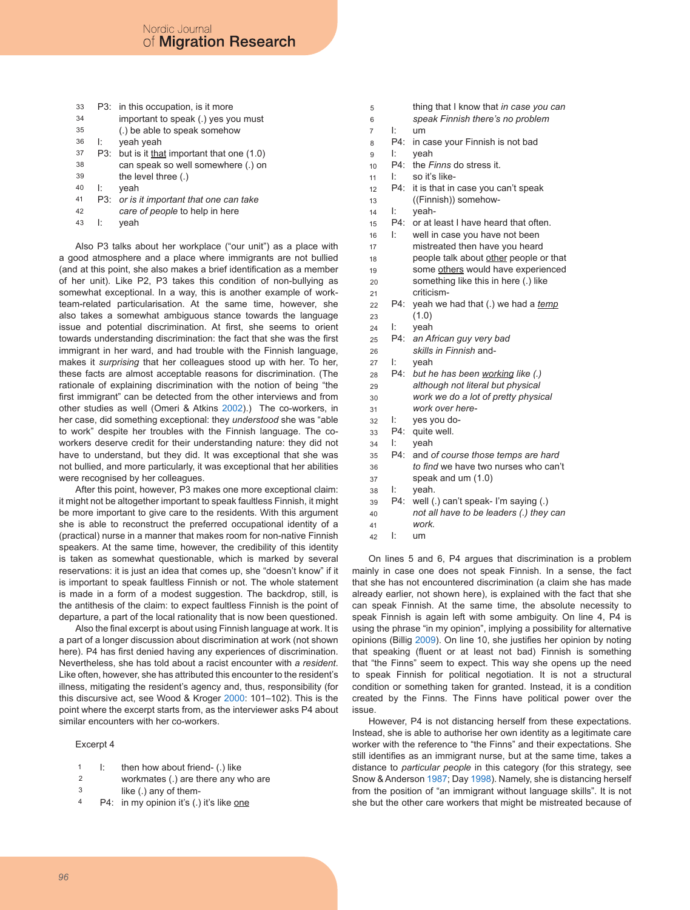33 P3: in this occupation, is it more
34 important to speak (.) yes you must
35 (.) be able to speak somehow
36 I: yeah yeah
37 P3: but is it that important that one (1.0)
38 can speak so well somewhere (.) on
39 the level three (.)
40 I: yeah
41 P3: *or is it important that one can take*
42 *care of people* to help in here
43 I: yeah

Also P3 talks about her workplace ("our unit") as a place with a good atmosphere and a place where immigrants are not bullied (and at this point, she also makes a brief identification as a member of her unit). Like P2, P3 takes this condition of non-bullying as somewhat exceptional. In a way, this is another example of work-team-related particularisation. At the same time, however, she also takes a somewhat ambiguous stance towards the language issue and potential discrimination. At first, she seems to orient towards understanding discrimination: the fact that she was the first immigrant in her ward, and had trouble with the Finnish language, makes it *surprising* that her colleagues stood up with her. To her, these facts are almost acceptable reasons for discrimination. (The rationale of explaining discrimination with the notion of being "the first immigrant" can be detected from the other interviews and from other studies as well (Omeri & Atkins 2002).) The co-workers, in her case, did something exceptional: they *understood* she was "able to work" despite her troubles with the Finnish language. The co-workers deserve credit for their understanding nature: they did not have to understand, but they did. It was exceptional that she was not bullied, and more particularly, it was exceptional that her abilities were recognised by her colleagues.

After this point, however, P3 makes one more exceptional claim: it might not be altogether important to speak faultless Finnish, it might be more important to give care to the residents. With this argument she is able to reconstruct the preferred occupational identity of a (practical) nurse in a manner that makes room for non-native Finnish speakers. At the same time, however, the credibility of this identity is taken as somewhat questionable, which is marked by several reservations: it is just an idea that comes up, she "doesn't know" if it is important to speak faultless Finnish or not. The whole statement is made in a form of a modest suggestion. The backdrop, still, is the antithesis of the claim: to expect faultless Finnish is the point of departure, a part of the local rationality that is now been questioned.

Also the final excerpt is about using Finnish language at work. It is a part of a longer discussion about discrimination at work (not shown here). P4 has first denied having any experiences of discrimination. Nevertheless, she has told about a racist encounter with *a resident*. Like often, however, she has attributed this encounter to the resident's illness, mitigating the resident's agency and, thus, responsibility (for this discursive act, see Wood & Kroger 2000: 101–102). This is the point where the excerpt starts from, as the interviewer asks P4 about similar encounters with her co-workers.

Excerpt 4

1 I: then how about friend- (.) like
2 workmates (.) are there any who are
3 like (.) any of them-
4 P4: in my opinion it's (.) it's like one
5 thing that I know that *in case you can*
6 *speak Finnish there's no problem*
7 I: um
8 P4: in case your Finnish is not bad
9 I: yeah
10 P4: the *Finns* do stress it.
11 I: so it's like-
12 P4: it is that in case you can't speak
13 ((Finnish)) somehow-
14 I: yeah-
15 P4: or at least I have heard that often.
16 I: well in case you have not been
17 mistreated then have you heard
18 people talk about other people or that
19 some others would have experienced
20 something like this in here (.) like
21 criticism-
22 P4: yeah we had that (.) we had a *temp*
23 (1.0)
24 I: yeah
25 P4: *an African guy very bad*
26 *skills in Finnish* and-
27 I: yeah
28 P4: *but he has been working like (.)*
29 *although not literal but physical*
30 *work we do a lot of pretty physical*
31 *work over here-*
32 I: yes you do-
33 P4: quite well.
34 I: yeah
35 P4: and *of course those temps are hard*
36 *to find* we have two nurses who can't
37 speak and um (1.0)
38 I: yeah.
39 P4: well (.) can't speak- I'm saying (.)
40 *not all have to be leaders (.) they can*
41 *work.*
42 I: um

On lines 5 and 6, P4 argues that discrimination is a problem mainly in case one does not speak Finnish. In a sense, the fact that she has not encountered discrimination (a claim she has made already earlier, not shown here), is explained with the fact that she can speak Finnish. At the same time, the absolute necessity to speak Finnish is again left with some ambiguity. On line 4, P4 is using the phrase "in my opinion", implying a possibility for alternative opinions (Billig 2009). On line 10, she justifies her opinion by noting that speaking (fluent or at least not bad) Finnish is something that "the Finns" seem to expect. This way she opens up the need to speak Finnish for political negotiation. It is not a structural condition or something taken for granted. Instead, it is a condition created by the Finns. The Finns have political power over the issue.

However, P4 is not distancing herself from these expectations. Instead, she is able to authorise her own identity as a legitimate care worker with the reference to "the Finns" and their expectations. She still identifies as an immigrant nurse, but at the same time, takes a distance to *particular people* in this category (for this strategy, see Snow & Anderson 1987; Day 1998). Namely, she is distancing herself from the position of "an immigrant without language skills". It is not she but the other care workers that might be mistreated because of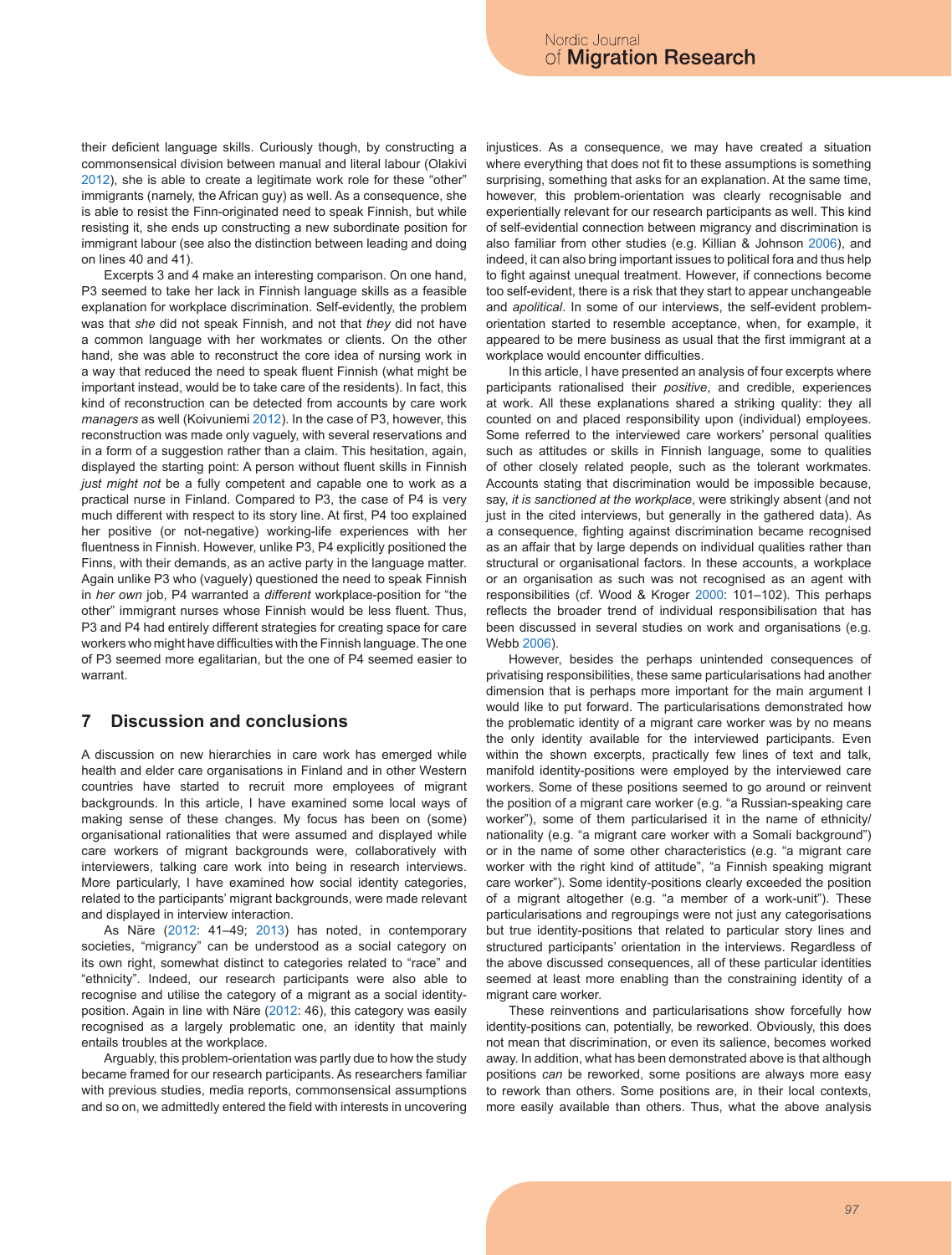their deficient language skills. Curiously though, by constructing a commonsensical division between manual and literal labour (Olakivi 2012), she is able to create a legitimate work role for these "other" immigrants (namely, the African guy) as well. As a consequence, she is able to resist the Finn-originated need to speak Finnish, but while resisting it, she ends up constructing a new subordinate position for immigrant labour (see also the distinction between leading and doing on lines 40 and 41).

Excerpts 3 and 4 make an interesting comparison. On one hand, P3 seemed to take her lack in Finnish language skills as a feasible explanation for workplace discrimination. Self-evidently, the problem was that *she* did not speak Finnish, and not that *they* did not have a common language with her workmates or clients. On the other hand, she was able to reconstruct the core idea of nursing work in a way that reduced the need to speak fluent Finnish (what might be important instead, would be to take care of the residents). In fact, this kind of reconstruction can be detected from accounts by care work *managers* as well (Koivuniemi 2012). In the case of P3, however, this reconstruction was made only vaguely, with several reservations and in a form of a suggestion rather than a claim. This hesitation, again, displayed the starting point: A person without fluent skills in Finnish *just might not* be a fully competent and capable one to work as a practical nurse in Finland. Compared to P3, the case of P4 is very much different with respect to its story line. At first, P4 too explained her positive (or not-negative) working-life experiences with her fluentness in Finnish. However, unlike P3, P4 explicitly positioned the Finns, with their demands, as an active party in the language matter. Again unlike P3 who (vaguely) questioned the need to speak Finnish in *her own* job, P4 warranted a *different* workplace-position for "the other" immigrant nurses whose Finnish would be less fluent. Thus, P3 and P4 had entirely different strategies for creating space for care workers who might have difficulties with the Finnish language. The one of P3 seemed more egalitarian, but the one of P4 seemed easier to warrant.

## 7 Discussion and conclusions

A discussion on new hierarchies in care work has emerged while health and elder care organisations in Finland and in other Western countries have started to recruit more employees of migrant backgrounds. In this article, I have examined some local ways of making sense of these changes. My focus has been on (some) organisational rationalities that were assumed and displayed while care workers of migrant backgrounds were, collaboratively with interviewers, talking care work into being in research interviews. More particularly, I have examined how social identity categories, related to the participants' migrant backgrounds, were made relevant and displayed in interview interaction.

As Näre (2012: 41–49; 2013) has noted, in contemporary societies, "migrancy" can be understood as a social category on its own right, somewhat distinct to categories related to "race" and "ethnicity". Indeed, our research participants were also able to recognise and utilise the category of a migrant as a social identity-position. Again in line with Näre (2012: 46), this category was easily recognised as a largely problematic one, an identity that mainly entails troubles at the workplace.

Arguably, this problem-orientation was partly due to how the study became framed for our research participants. As researchers familiar with previous studies, media reports, commonsensical assumptions and so on, we admittedly entered the field with interests in uncovering injustices. As a consequence, we may have created a situation where everything that does not fit to these assumptions is something surprising, something that asks for an explanation. At the same time, however, this problem-orientation was clearly recognisable and experientially relevant for our research participants as well. This kind of self-evidential connection between migrancy and discrimination is also familiar from other studies (e.g. Killian & Johnson 2006), and indeed, it can also bring important issues to political fora and thus help to fight against unequal treatment. However, if connections become too self-evident, there is a risk that they start to appear unchangeable and *apolitical*. In some of our interviews, the self-evident problem-orientation started to resemble acceptance, when, for example, it appeared to be mere business as usual that the first immigrant at a workplace would encounter difficulties.

In this article, I have presented an analysis of four excerpts where participants rationalised their *positive*, and credible, experiences at work. All these explanations shared a striking quality: they all counted on and placed responsibility upon (individual) employees. Some referred to the interviewed care workers' personal qualities such as attitudes or skills in Finnish language, some to qualities of other closely related people, such as the tolerant workmates. Accounts stating that discrimination would be impossible because, say, *it is sanctioned at the workplace*, were strikingly absent (and not just in the cited interviews, but generally in the gathered data). As a consequence, fighting against discrimination became recognised as an affair that by large depends on individual qualities rather than structural or organisational factors. In these accounts, a workplace or an organisation as such was not recognised as an agent with responsibilities (cf. Wood & Kroger 2000: 101–102). This perhaps reflects the broader trend of individual responsibilisation that has been discussed in several studies on work and organisations (e.g. Webb 2006).

However, besides the perhaps unintended consequences of privatising responsibilities, these same particularisations had another dimension that is perhaps more important for the main argument I would like to put forward. The particularisations demonstrated how the problematic identity of a migrant care worker was by no means the only identity available for the interviewed participants. Even within the shown excerpts, practically few lines of text and talk, manifold identity-positions were employed by the interviewed care workers. Some of these positions seemed to go around or reinvent the position of a migrant care worker (e.g. "a Russian-speaking care worker"), some of them particularised it in the name of ethnicity/nationality (e.g. "a migrant care worker with a Somali background") or in the name of some other characteristics (e.g. "a migrant care worker with the right kind of attitude", "a Finnish speaking migrant care worker"). Some identity-positions clearly exceeded the position of a migrant altogether (e.g. "a member of a work-unit"). These particularisations and regroupings were not just any categorisations but true identity-positions that related to particular story lines and structured participants' orientation in the interviews. Regardless of the above discussed consequences, all of these particular identities seemed at least more enabling than the constraining identity of a migrant care worker.

These reinventions and particularisations show forcefully how identity-positions can, potentially, be reworked. Obviously, this does not mean that discrimination, or even its salience, becomes worked away. In addition, what has been demonstrated above is that although positions *can* be reworked, some positions are always more easy to rework than others. Some positions are, in their local contexts, more easily available than others. Thus, what the above analysis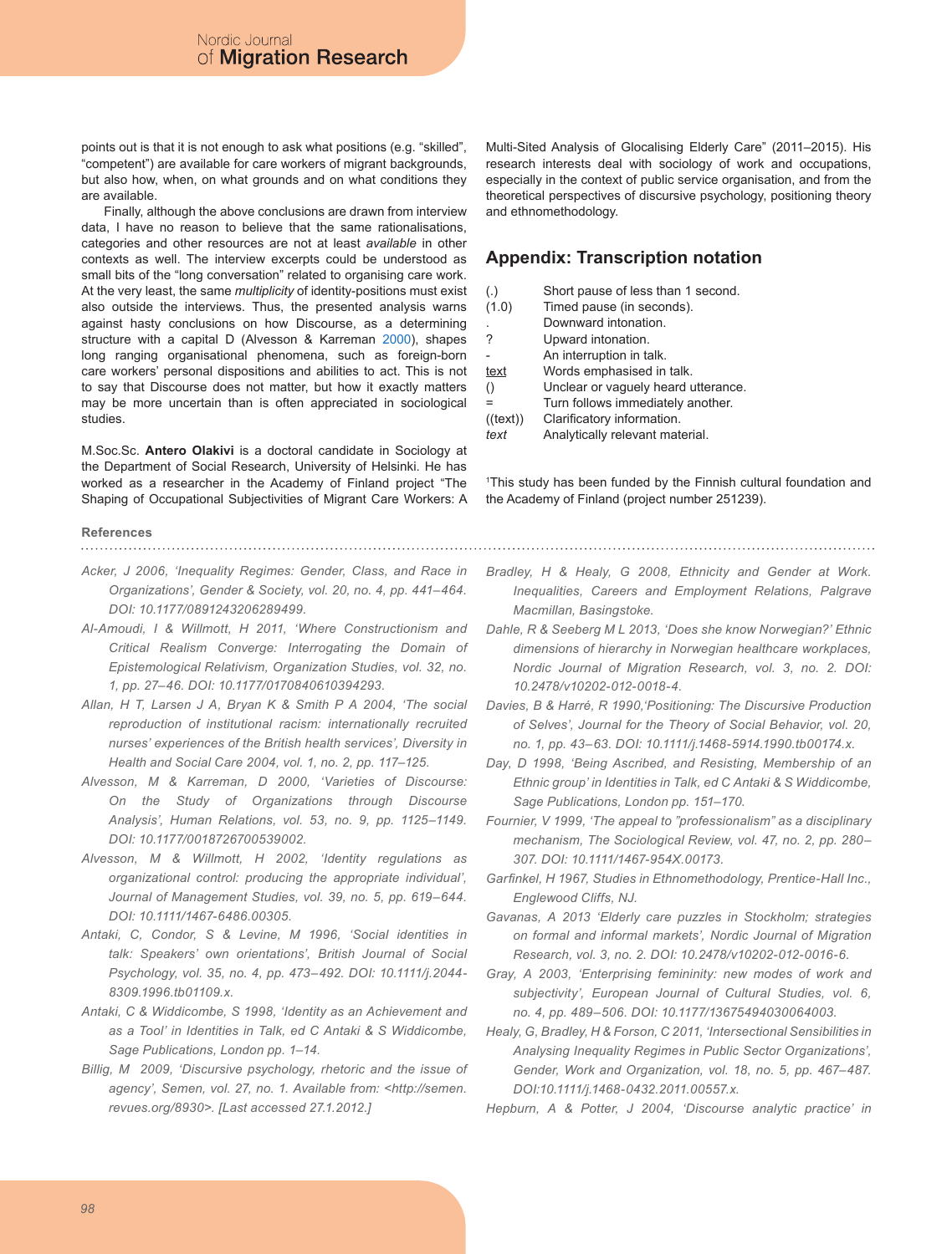points out is that it is not enough to ask what positions (e.g. "skilled", "competent") are available for care workers of migrant backgrounds, but also how, when, on what grounds and on what conditions they are available.

Finally, although the above conclusions are drawn from interview data, I have no reason to believe that the same rationalisations, categories and other resources are not at least *available* in other contexts as well. The interview excerpts could be understood as small bits of the "long conversation" related to organising care work. At the very least, the same *multiplicity* of identity-positions must exist also outside the interviews. Thus, the presented analysis warns against hasty conclusions on how Discourse, as a determining structure with a capital D (Alvesson & Karreman 2000), shapes long ranging organisational phenomena, such as foreign-born care workers' personal dispositions and abilities to act. This is not to say that Discourse does not matter, but how it exactly matters may be more uncertain than is often appreciated in sociological studies.

M.Soc.Sc. **Antero Olakivi** is a doctoral candidate in Sociology at the Department of Social Research, University of Helsinki. He has worked as a researcher in the Academy of Finland project "The Shaping of Occupational Subjectivities of Migrant Care Workers: A Multi-Sited Analysis of Glocalising Elderly Care" (2011–2015). His research interests deal with sociology of work and occupations, especially in the context of public service organisation, and from the theoretical perspectives of discursive psychology, positioning theory and ethnomethodology.

## Appendix: Transcription notation

| | |
|---|---|
| (.) | Short pause of less than 1 second. |
| (1.0) | Timed pause (in seconds). |
| . | Downward intonation. |
| ? | Upward intonation. |
| - | An interruption in talk. |
| <u>text</u> | Words emphasised in talk. |
| () | Unclear or vaguely heard utterance. |
| = | Turn follows immediately another. |
| ((text)) | Clarificatory information. |
| *text* | Analytically relevant material. |

[1]This study has been funded by the Finnish cultural foundation and the Academy of Finland (project number 251239).

### References

*Acker, J 2006, 'Inequality Regimes: Gender, Class, and Race in Organizations', Gender & Society, vol. 20, no. 4, pp. 441–464. DOI: 10.1177/0891243206289499.*

*Al-Amoudi, I & Willmott, H 2011, 'Where Constructionism and Critical Realism Converge: Interrogating the Domain of Epistemological Relativism, Organization Studies, vol. 32, no. 1, pp. 27–46. DOI: 10.1177/0170840610394293.*

*Allan, H T, Larsen J A, Bryan K & Smith P A 2004, 'The social reproduction of institutional racism: internationally recruited nurses' experiences of the British health services', Diversity in Health and Social Care 2004, vol. 1, no. 2, pp. 117–125.*

*Alvesson, M & Karreman, D 2000, 'Varieties of Discourse: On the Study of Organizations through Discourse Analysis', Human Relations, vol. 53, no. 9, pp. 1125–1149. DOI: 10.1177/0018726700539002.*

*Alvesson, M & Willmott, H 2002, 'Identity regulations as organizational control: producing the appropriate individual', Journal of Management Studies, vol. 39, no. 5, pp. 619–644. DOI: 10.1111/1467-6486.00305.*

*Antaki, C, Condor, S & Levine, M 1996, 'Social identities in talk: Speakers' own orientations', British Journal of Social Psychology, vol. 35, no. 4, pp. 473–492. DOI: 10.1111/j.2044-8309.1996.tb01109.x.*

*Antaki, C & Widdicombe, S 1998, 'Identity as an Achievement and as a Tool' in Identities in Talk, ed C Antaki & S Widdicombe, Sage Publications, London pp. 1–14.*

*Billig, M 2009, 'Discursive psychology, rhetoric and the issue of agency', Semen, vol. 27, no. 1. Available from: <http://semen.revues.org/8930>. [Last accessed 27.1.2012.]*

*Bradley, H & Healy, G 2008, Ethnicity and Gender at Work. Inequalities, Careers and Employment Relations, Palgrave Macmillan, Basingstoke.*

*Dahle, R & Seeberg M L 2013, 'Does she know Norwegian?' Ethnic dimensions of hierarchy in Norwegian healthcare workplaces, Nordic Journal of Migration Research, vol. 3, no. 2. DOI: 10.2478/v10202-012-0018-4.*

*Davies, B & Harré, R 1990,'Positioning: The Discursive Production of Selves', Journal for the Theory of Social Behavior, vol. 20, no. 1, pp. 43–63. DOI: 10.1111/j.1468-5914.1990.tb00174.x.*

*Day, D 1998, 'Being Ascribed, and Resisting, Membership of an Ethnic group' in Identities in Talk, ed C Antaki & S Widdicombe, Sage Publications, London pp. 151–170.*

*Fournier, V 1999, 'The appeal to "professionalism" as a disciplinary mechanism, The Sociological Review, vol. 47, no. 2, pp. 280–307. DOI: 10.1111/1467-954X.00173.*

*Garfinkel, H 1967, Studies in Ethnomethodology, Prentice-Hall Inc., Englewood Cliffs, NJ.*

*Gavanas, A 2013 'Elderly care puzzles in Stockholm; strategies on formal and informal markets', Nordic Journal of Migration Research, vol. 3, no. 2. DOI: 10.2478/v10202-012-0016-6.*

*Gray, A 2003, 'Enterprising femininity: new modes of work and subjectivity', European Journal of Cultural Studies, vol. 6, no. 4, pp. 489–506. DOI: 10.1177/13675494030064003.*

*Healy, G, Bradley, H & Forson, C 2011, 'Intersectional Sensibilities in Analysing Inequality Regimes in Public Sector Organizations', Gender, Work and Organization, vol. 18, no. 5, pp. 467–487. DOI:10.1111/j.1468-0432.2011.00557.x.*

*Hepburn, A & Potter, J 2004, 'Discourse analytic practice' in*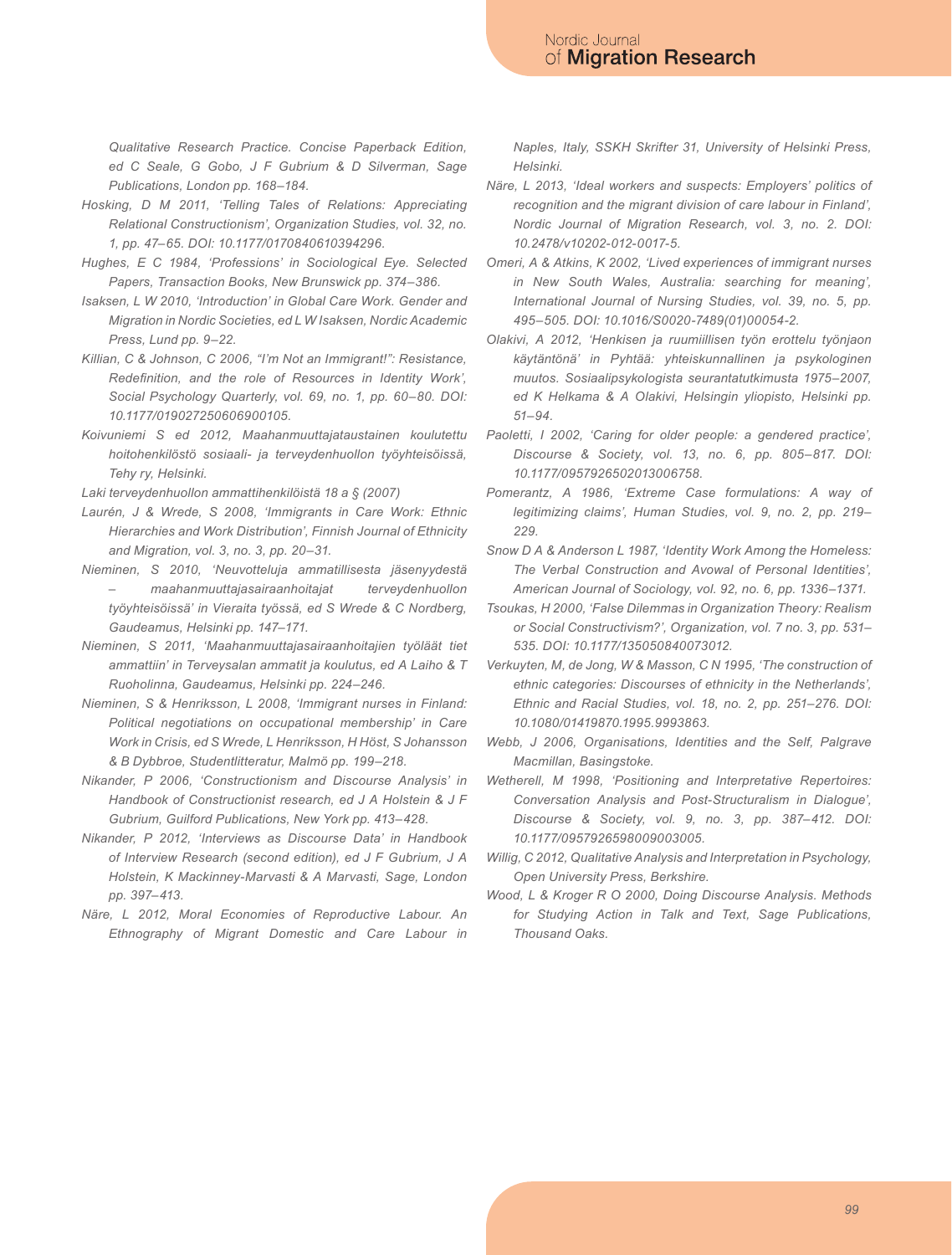*Qualitative Research Practice. Concise Paperback Edition, ed C Seale, G Gobo, J F Gubrium & D Silverman, Sage Publications, London pp. 168–184.*

*Hosking, D M 2011, 'Telling Tales of Relations: Appreciating Relational Constructionism', Organization Studies, vol. 32, no. 1, pp. 47–65. DOI: 10.1177/0170840610394296.*

*Hughes, E C 1984, 'Professions' in Sociological Eye. Selected Papers, Transaction Books, New Brunswick pp. 374–386.*

*Isaksen, L W 2010, 'Introduction' in Global Care Work. Gender and Migration in Nordic Societies, ed L W Isaksen, Nordic Academic Press, Lund pp. 9–22.*

*Killian, C & Johnson, C 2006, "I'm Not an Immigrant!": Resistance, Redefinition, and the role of Resources in Identity Work', Social Psychology Quarterly, vol. 69, no. 1, pp. 60–80. DOI: 10.1177/019027250606900105.*

*Koivuniemi S ed 2012, Maahanmuuttajataustainen koulutettu hoitohenkilöstö sosiaali- ja terveydenhuollon työyhteisöissä, Tehy ry, Helsinki.*

*Laki terveydenhuollon ammattihenkilöistä 18 a § (2007)*

*Laurén, J & Wrede, S 2008, 'Immigrants in Care Work: Ethnic Hierarchies and Work Distribution', Finnish Journal of Ethnicity and Migration, vol. 3, no. 3, pp. 20–31.*

*Nieminen, S 2010, 'Neuvotteluja ammatillisesta jäsenyydestä – maahanmuuttajasairaanhoitajat terveydenhuollon työyhteisöissä' in Vieraita työssä, ed S Wrede & C Nordberg, Gaudeamus, Helsinki pp. 147–171.*

*Nieminen, S 2011, 'Maahanmuuttajasairaanhoitajien työläät tiet ammattiin' in Terveysalan ammatit ja koulutus, ed A Laiho & T Ruoholinna, Gaudeamus, Helsinki pp. 224–246.*

*Nieminen, S & Henriksson, L 2008, 'Immigrant nurses in Finland: Political negotiations on occupational membership' in Care Work in Crisis, ed S Wrede, L Henriksson, H Höst, S Johansson & B Dybbroe, Studentlitteratur, Malmö pp. 199–218.*

*Nikander, P 2006, 'Constructionism and Discourse Analysis' in Handbook of Constructionist research, ed J A Holstein & J F Gubrium, Guilford Publications, New York pp. 413–428.*

*Nikander, P 2012, 'Interviews as Discourse Data' in Handbook of Interview Research (second edition), ed J F Gubrium, J A Holstein, K Mackinney-Marvasti & A Marvasti, Sage, London pp. 397–413.*

*Näre, L 2012, Moral Economies of Reproductive Labour. An Ethnography of Migrant Domestic and Care Labour in Naples, Italy, SSKH Skrifter 31, University of Helsinki Press, Helsinki.*

*Näre, L 2013, 'Ideal workers and suspects: Employers' politics of recognition and the migrant division of care labour in Finland', Nordic Journal of Migration Research, vol. 3, no. 2. DOI: 10.2478/v10202-012-0017-5.*

*Omeri, A & Atkins, K 2002, 'Lived experiences of immigrant nurses in New South Wales, Australia: searching for meaning', International Journal of Nursing Studies, vol. 39, no. 5, pp. 495–505. DOI: 10.1016/S0020-7489(01)00054-2.*

*Olakivi, A 2012, 'Henkisen ja ruumiillisen työn erottelu työnjaon käytäntönä' in Pyhtää: yhteiskunnallinen ja psykologinen muutos. Sosiaalipsykologista seurantatutkimusta 1975–2007, ed K Helkama & A Olakivi, Helsingin yliopisto, Helsinki pp. 51–94.*

*Paoletti, I 2002, 'Caring for older people: a gendered practice', Discourse & Society, vol. 13, no. 6, pp. 805–817. DOI: 10.1177/0957926502013006758.*

*Pomerantz, A 1986, 'Extreme Case formulations: A way of legitimizing claims', Human Studies, vol. 9, no. 2, pp. 219–229.*

*Snow D A & Anderson L 1987, 'Identity Work Among the Homeless: The Verbal Construction and Avowal of Personal Identities', American Journal of Sociology, vol. 92, no. 6, pp. 1336–1371.*

*Tsoukas, H 2000, 'False Dilemmas in Organization Theory: Realism or Social Constructivism?', Organization, vol. 7 no. 3, pp. 531–535. DOI: 10.1177/135050840073012.*

*Verkuyten, M, de Jong, W & Masson, C N 1995, 'The construction of ethnic categories: Discourses of ethnicity in the Netherlands', Ethnic and Racial Studies, vol. 18, no. 2, pp. 251–276. DOI: 10.1080/01419870.1995.9993863.*

*Webb, J 2006, Organisations, Identities and the Self, Palgrave Macmillan, Basingstoke.*

*Wetherell, M 1998, 'Positioning and Interpretative Repertoires: Conversation Analysis and Post-Structuralism in Dialogue', Discourse & Society, vol. 9, no. 3, pp. 387–412. DOI: 10.1177/0957926598009003005.*

*Willig, C 2012, Qualitative Analysis and Interpretation in Psychology, Open University Press, Berkshire.*

*Wood, L & Kroger R O 2000, Doing Discourse Analysis. Methods for Studying Action in Talk and Text, Sage Publications, Thousand Oaks.*